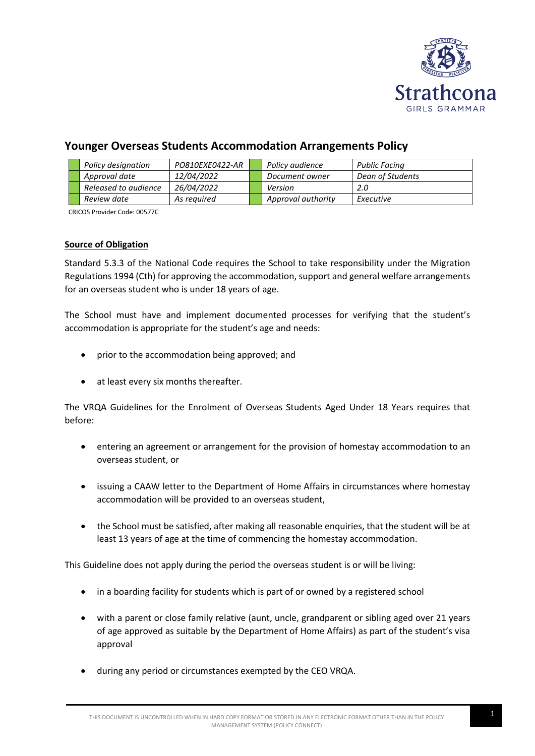# Younger Overseas Students Accommodation Arrangements Policy

| Policy designation | PO810EXE0422-AR | Policy audience | Public Facing |
|---|---|---|---|
| Approval date | 12/04/2022 | Document owner | Dean of Students |
| Released to audience | 26/04/2022 | Version | 2.0 |
| Review date | As required | Approval authority | Executive |

CRICOS Provider Code: 00577C

**Source of Obligation**

Standard 5.3.3 of the National Code requires the School to take responsibility under the Migration Regulations 1994 (Cth) for approving the accommodation, support and general welfare arrangements for an overseas student who is under 18 years of age.

The School must have and implement documented processes for verifying that the student's accommodation is appropriate for the student's age and needs:

- prior to the accommodation being approved; and
- at least every six months thereafter.

The VRQA Guidelines for the Enrolment of Overseas Students Aged Under 18 Years requires that before:

- entering an agreement or arrangement for the provision of homestay accommodation to an overseas student, or
- issuing a CAAW letter to the Department of Home Affairs in circumstances where homestay accommodation will be provided to an overseas student,
- the School must be satisfied, after making all reasonable enquiries, that the student will be at least 13 years of age at the time of commencing the homestay accommodation.

This Guideline does not apply during the period the overseas student is or will be living:

- in a boarding facility for students which is part of or owned by a registered school
- with a parent or close family relative (aunt, uncle, grandparent or sibling aged over 21 years of age approved as suitable by the Department of Home Affairs) as part of the student's visa approval
- during any period or circumstances exempted by the CEO VRQA.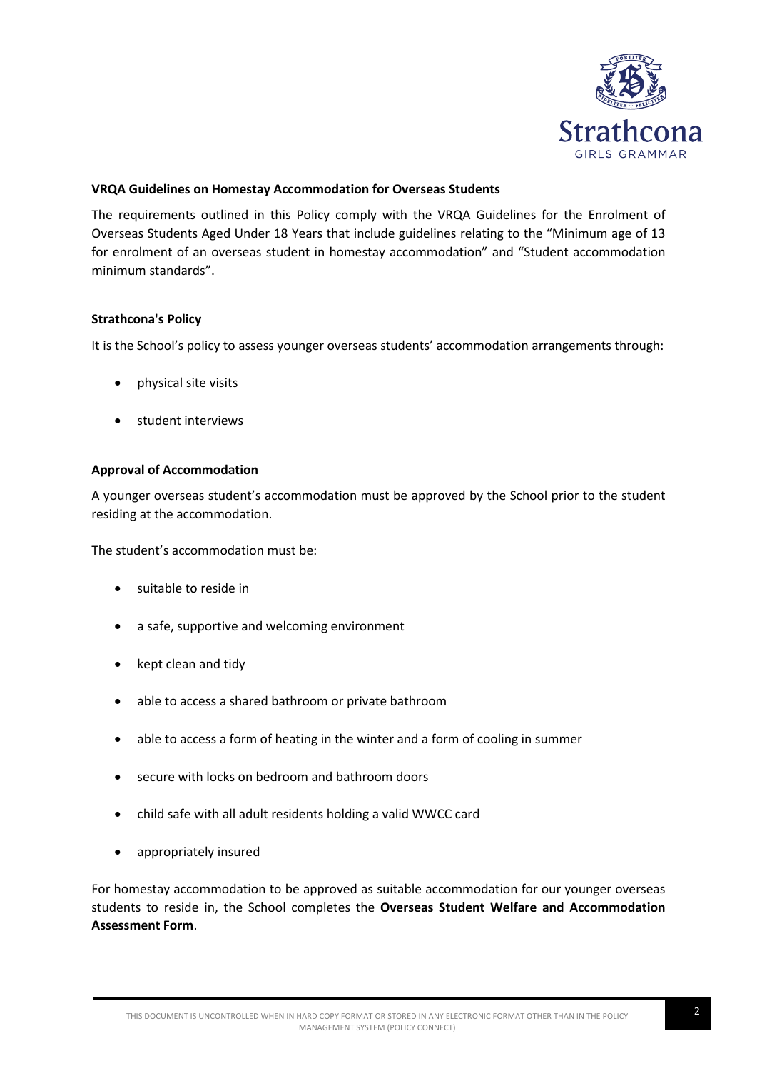**VRQA Guidelines on Homestay Accommodation for Overseas Students**

The requirements outlined in this Policy comply with the VRQA Guidelines for the Enrolment of Overseas Students Aged Under 18 Years that include guidelines relating to the "Minimum age of 13 for enrolment of an overseas student in homestay accommodation" and "Student accommodation minimum standards".

## Strathcona's Policy

It is the School's policy to assess younger overseas students' accommodation arrangements through:

- physical site visits
- student interviews

## Approval of Accommodation

A younger overseas student's accommodation must be approved by the School prior to the student residing at the accommodation.

The student's accommodation must be:

- suitable to reside in
- a safe, supportive and welcoming environment
- kept clean and tidy
- able to access a shared bathroom or private bathroom
- able to access a form of heating in the winter and a form of cooling in summer
- secure with locks on bedroom and bathroom doors
- child safe with all adult residents holding a valid WWCC card
- appropriately insured

For homestay accommodation to be approved as suitable accommodation for our younger overseas students to reside in, the School completes the **Overseas Student Welfare and Accommodation Assessment Form**.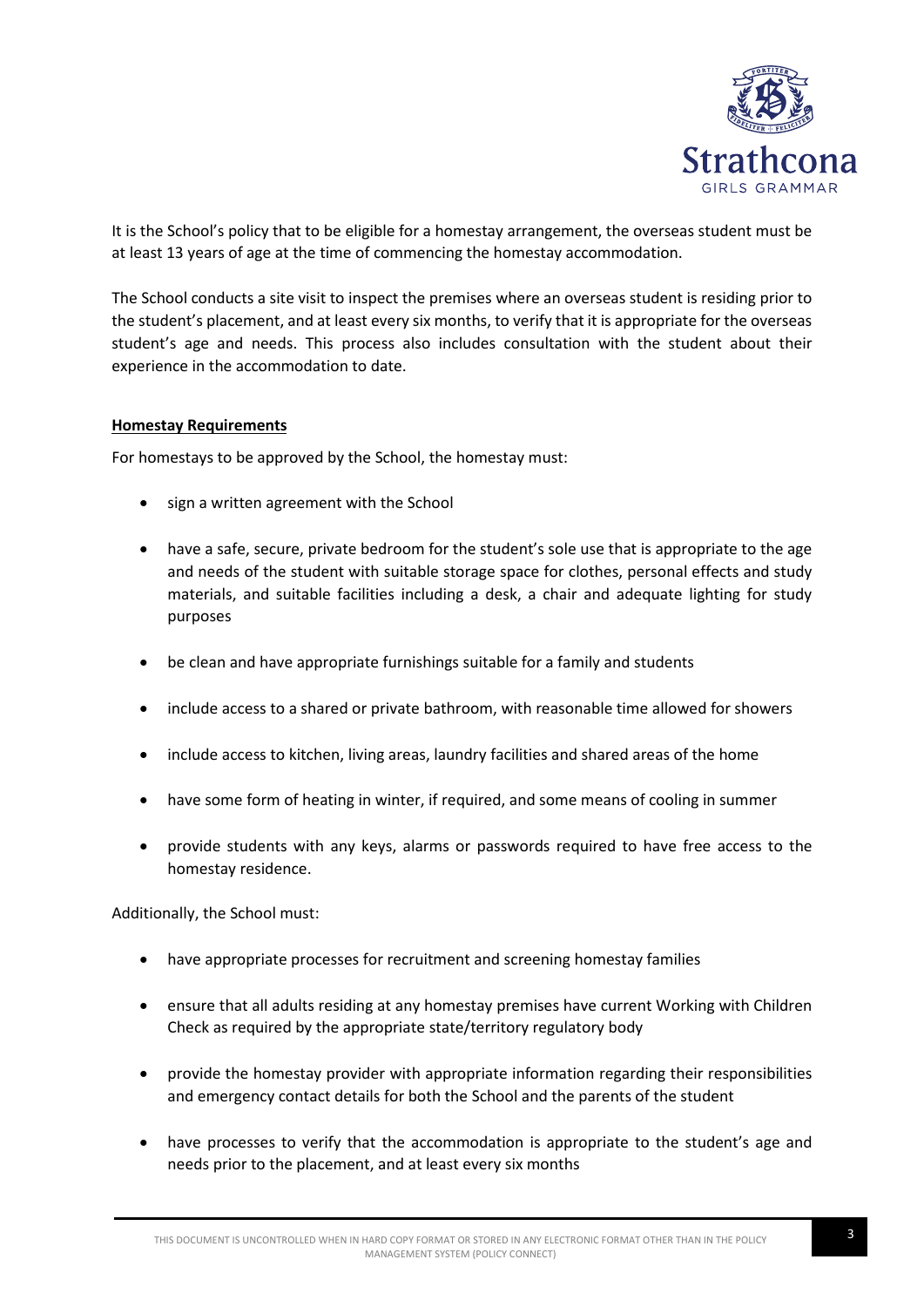It is the School's policy that to be eligible for a homestay arrangement, the overseas student must be at least 13 years of age at the time of commencing the homestay accommodation.

The School conducts a site visit to inspect the premises where an overseas student is residing prior to the student's placement, and at least every six months, to verify that it is appropriate for the overseas student's age and needs. This process also includes consultation with the student about their experience in the accommodation to date.

**Homestay Requirements**

For homestays to be approved by the School, the homestay must:

- sign a written agreement with the School
- have a safe, secure, private bedroom for the student's sole use that is appropriate to the age and needs of the student with suitable storage space for clothes, personal effects and study materials, and suitable facilities including a desk, a chair and adequate lighting for study purposes
- be clean and have appropriate furnishings suitable for a family and students
- include access to a shared or private bathroom, with reasonable time allowed for showers
- include access to kitchen, living areas, laundry facilities and shared areas of the home
- have some form of heating in winter, if required, and some means of cooling in summer
- provide students with any keys, alarms or passwords required to have free access to the homestay residence.

Additionally, the School must:

- have appropriate processes for recruitment and screening homestay families
- ensure that all adults residing at any homestay premises have current Working with Children Check as required by the appropriate state/territory regulatory body
- provide the homestay provider with appropriate information regarding their responsibilities and emergency contact details for both the School and the parents of the student
- have processes to verify that the accommodation is appropriate to the student's age and needs prior to the placement, and at least every six months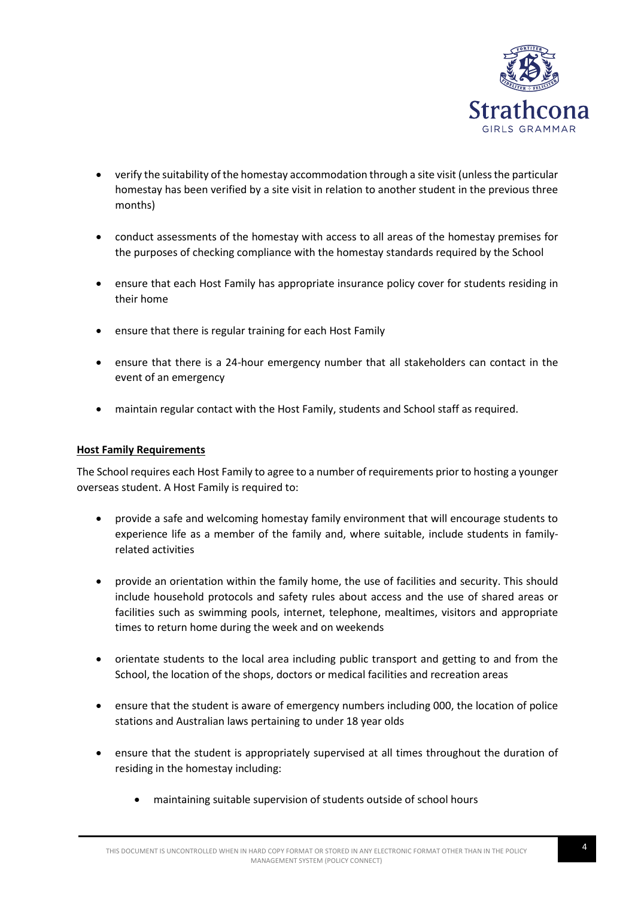- verify the suitability of the homestay accommodation through a site visit (unless the particular homestay has been verified by a site visit in relation to another student in the previous three months)
- conduct assessments of the homestay with access to all areas of the homestay premises for the purposes of checking compliance with the homestay standards required by the School
- ensure that each Host Family has appropriate insurance policy cover for students residing in their home
- ensure that there is regular training for each Host Family
- ensure that there is a 24-hour emergency number that all stakeholders can contact in the event of an emergency
- maintain regular contact with the Host Family, students and School staff as required.

**Host Family Requirements**

The School requires each Host Family to agree to a number of requirements prior to hosting a younger overseas student. A Host Family is required to:

- provide a safe and welcoming homestay family environment that will encourage students to experience life as a member of the family and, where suitable, include students in family-related activities
- provide an orientation within the family home, the use of facilities and security. This should include household protocols and safety rules about access and the use of shared areas or facilities such as swimming pools, internet, telephone, mealtimes, visitors and appropriate times to return home during the week and on weekends
- orientate students to the local area including public transport and getting to and from the School, the location of the shops, doctors or medical facilities and recreation areas
- ensure that the student is aware of emergency numbers including 000, the location of police stations and Australian laws pertaining to under 18 year olds
- ensure that the student is appropriately supervised at all times throughout the duration of residing in the homestay including:
    - maintaining suitable supervision of students outside of school hours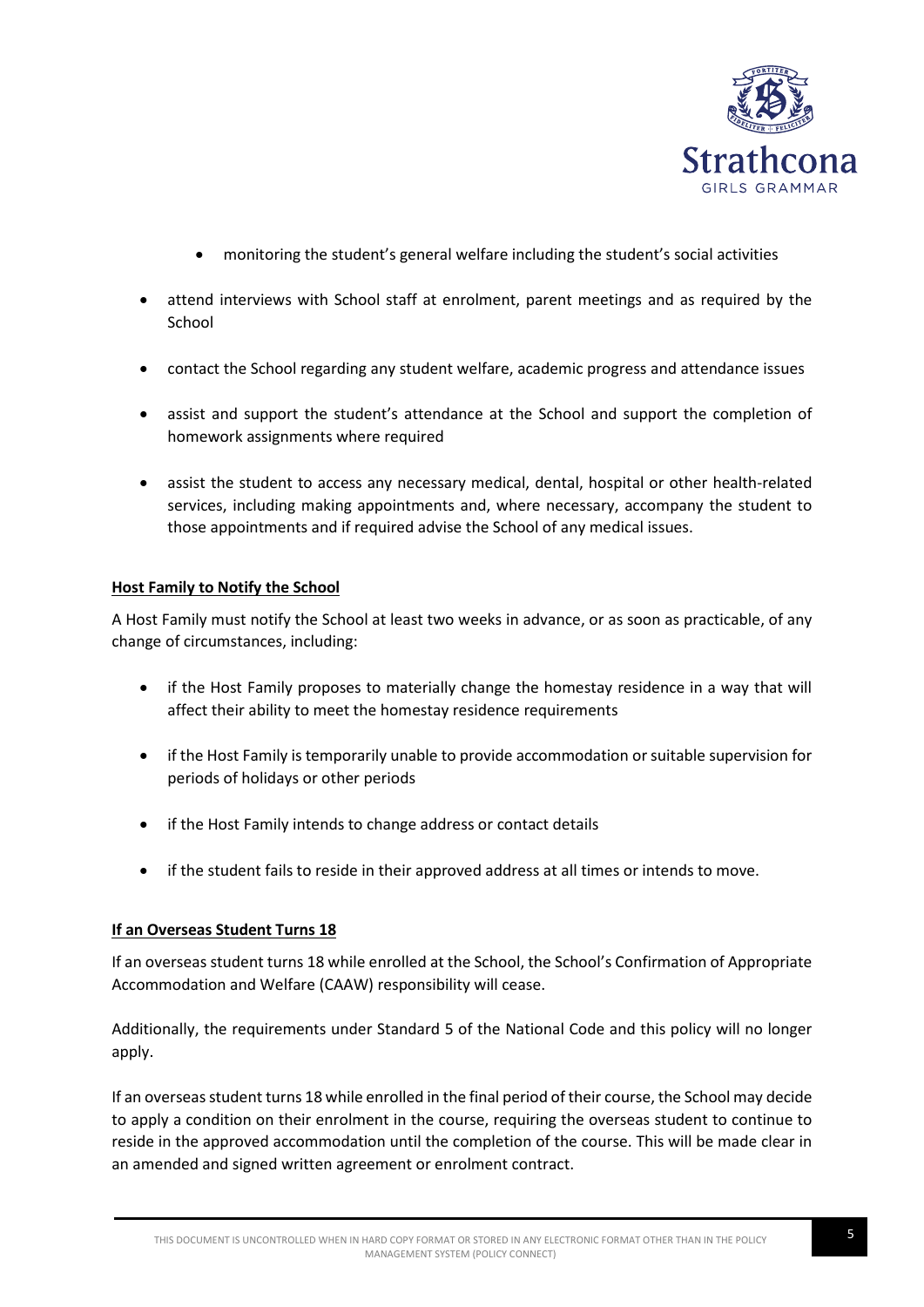- monitoring the student's general welfare including the student's social activities

- attend interviews with School staff at enrolment, parent meetings and as required by the School
- contact the School regarding any student welfare, academic progress and attendance issues
- assist and support the student's attendance at the School and support the completion of homework assignments where required
- assist the student to access any necessary medical, dental, hospital or other health-related services, including making appointments and, where necessary, accompany the student to those appointments and if required advise the School of any medical issues.

**Host Family to Notify the School**

A Host Family must notify the School at least two weeks in advance, or as soon as practicable, of any change of circumstances, including:

- if the Host Family proposes to materially change the homestay residence in a way that will affect their ability to meet the homestay residence requirements
- if the Host Family is temporarily unable to provide accommodation or suitable supervision for periods of holidays or other periods
- if the Host Family intends to change address or contact details
- if the student fails to reside in their approved address at all times or intends to move.

**If an Overseas Student Turns 18**

If an overseas student turns 18 while enrolled at the School, the School's Confirmation of Appropriate Accommodation and Welfare (CAAW) responsibility will cease.

Additionally, the requirements under Standard 5 of the National Code and this policy will no longer apply.

If an overseas student turns 18 while enrolled in the final period of their course, the School may decide to apply a condition on their enrolment in the course, requiring the overseas student to continue to reside in the approved accommodation until the completion of the course. This will be made clear in an amended and signed written agreement or enrolment contract.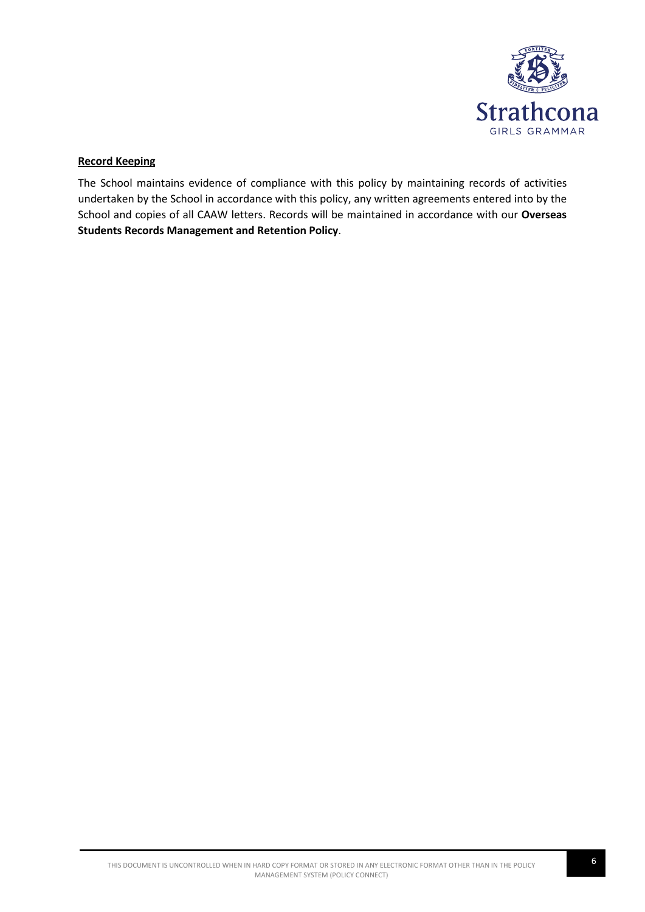**Record Keeping**

The School maintains evidence of compliance with this policy by maintaining records of activities undertaken by the School in accordance with this policy, any written agreements entered into by the School and copies of all CAAW letters. Records will be maintained in accordance with our **Overseas Students Records Management and Retention Policy**.